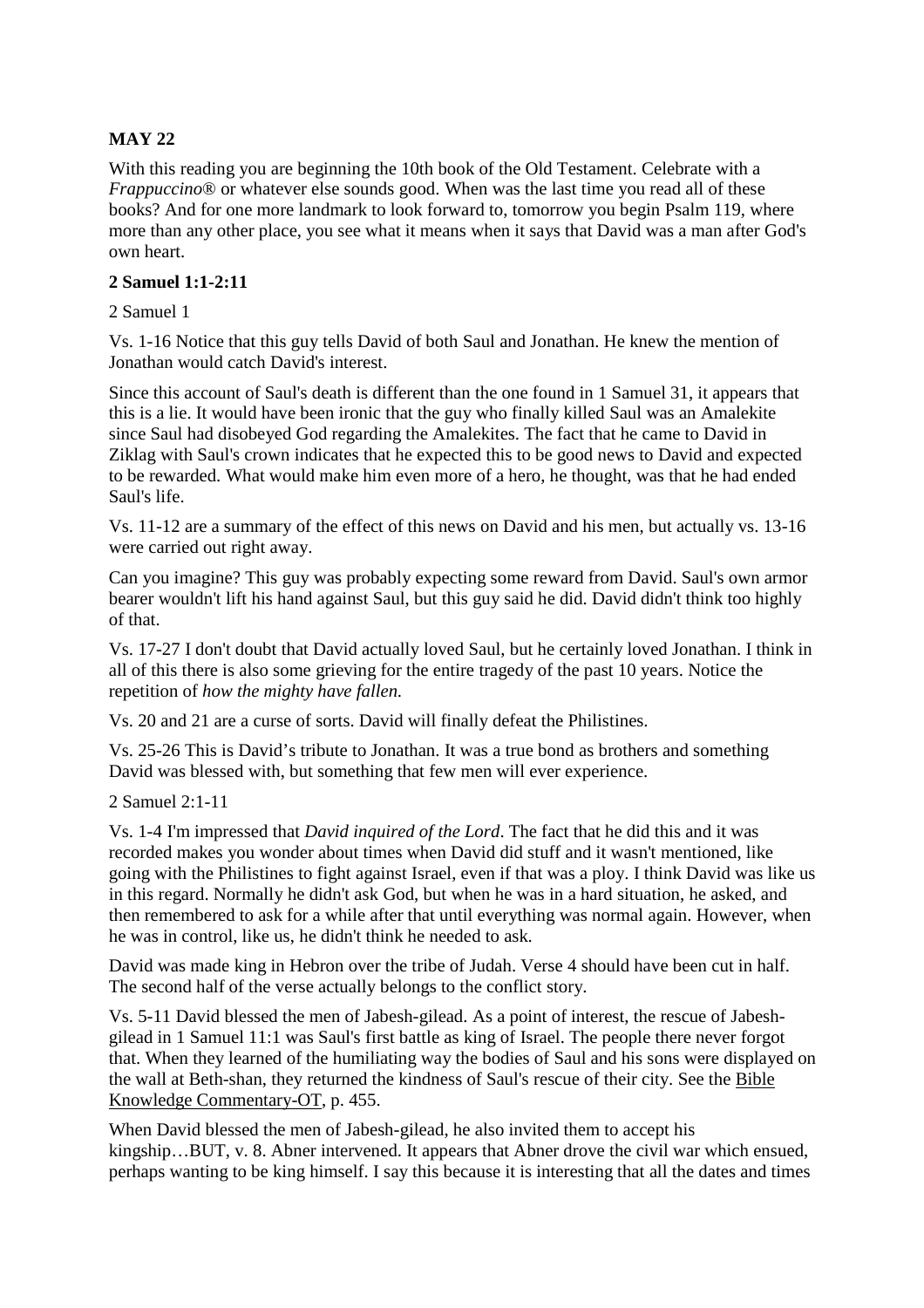**MAY 22**

With this reading you are beginning the 10th book of the Old Testament. Celebrate with a *Frappuccino®* or whatever else sounds good. When was the last time you read all of these books? And for one more landmark to look forward to, tomorrow you begin Psalm 119, where more than any other place, you see what it means when it says that David was a man after God's own heart.

**2 Samuel 1:1-2:11**

2 Samuel 1

Vs. 1-16 Notice that this guy tells David of both Saul and Jonathan. He knew the mention of Jonathan would catch David's interest.

Since this account of Saul's death is different than the one found in 1 Samuel 31, it appears that this is a lie. It would have been ironic that the guy who finally killed Saul was an Amalekite since Saul had disobeyed God regarding the Amalekites. The fact that he came to David in Ziklag with Saul's crown indicates that he expected this to be good news to David and expected to be rewarded. What would make him even more of a hero, he thought, was that he had ended Saul's life.

Vs. 11-12 are a summary of the effect of this news on David and his men, but actually vs. 13-16 were carried out right away.

Can you imagine? This guy was probably expecting some reward from David. Saul's own armor bearer wouldn't lift his hand against Saul, but this guy said he did. David didn't think too highly of that.

Vs. 17-27 I don't doubt that David actually loved Saul, but he certainly loved Jonathan. I think in all of this there is also some grieving for the entire tragedy of the past 10 years. Notice the repetition of *how the mighty have fallen.*

Vs. 20 and 21 are a curse of sorts. David will finally defeat the Philistines.

Vs. 25-26 This is David's tribute to Jonathan. It was a true bond as brothers and something David was blessed with, but something that few men will ever experience.

2 Samuel 2:1-11

Vs. 1-4 I'm impressed that *David inquired of the Lord*. The fact that he did this and it was recorded makes you wonder about times when David did stuff and it wasn't mentioned, like going with the Philistines to fight against Israel, even if that was a ploy. I think David was like us in this regard. Normally he didn't ask God, but when he was in a hard situation, he asked, and then remembered to ask for a while after that until everything was normal again. However, when he was in control, like us, he didn't think he needed to ask.

David was made king in Hebron over the tribe of Judah. Verse 4 should have been cut in half. The second half of the verse actually belongs to the conflict story.

Vs. 5-11 David blessed the men of Jabesh-gilead. As a point of interest, the rescue of Jabesh-gilead in 1 Samuel 11:1 was Saul's first battle as king of Israel. The people there never forgot that. When they learned of the humiliating way the bodies of Saul and his sons were displayed on the wall at Beth-shan, they returned the kindness of Saul's rescue of their city. See the Bible Knowledge Commentary-OT, p. 455.

When David blessed the men of Jabesh-gilead, he also invited them to accept his kingship…BUT, v. 8. Abner intervened. It appears that Abner drove the civil war which ensued, perhaps wanting to be king himself. I say this because it is interesting that all the dates and times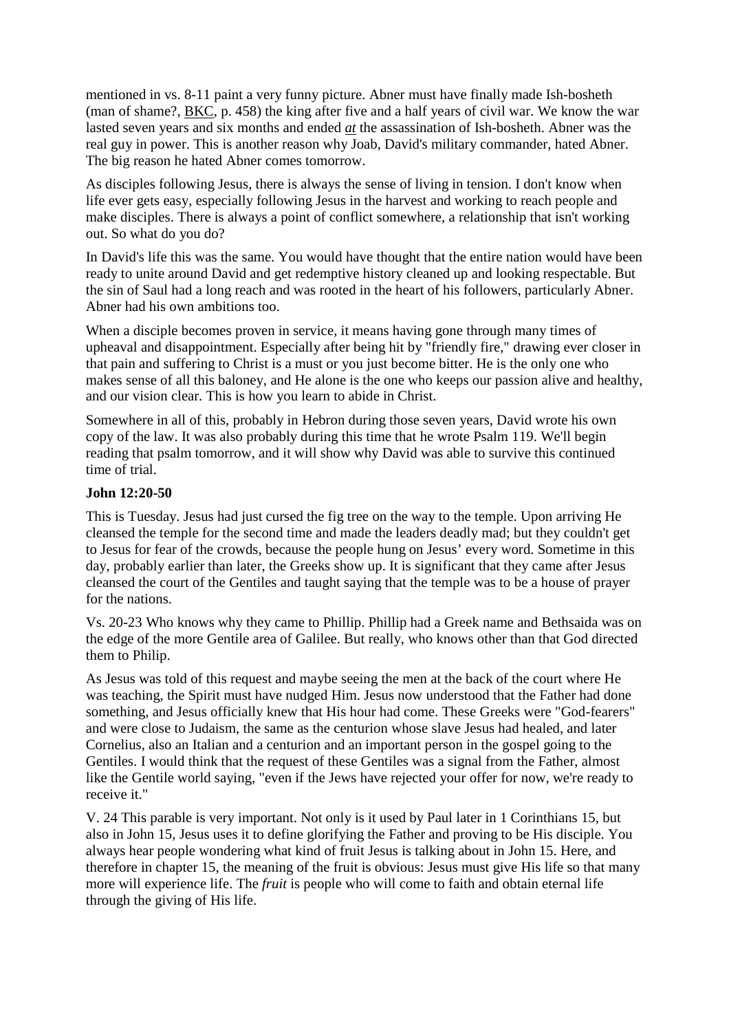mentioned in vs. 8-11 paint a very funny picture. Abner must have finally made Ish-bosheth (man of shame?, BKC, p. 458) the king after five and a half years of civil war. We know the war lasted seven years and six months and ended *at* the assassination of Ish-bosheth. Abner was the real guy in power. This is another reason why Joab, David's military commander, hated Abner. The big reason he hated Abner comes tomorrow.

As disciples following Jesus, there is always the sense of living in tension. I don't know when life ever gets easy, especially following Jesus in the harvest and working to reach people and make disciples. There is always a point of conflict somewhere, a relationship that isn't working out. So what do you do?

In David's life this was the same. You would have thought that the entire nation would have been ready to unite around David and get redemptive history cleaned up and looking respectable. But the sin of Saul had a long reach and was rooted in the heart of his followers, particularly Abner. Abner had his own ambitions too.

When a disciple becomes proven in service, it means having gone through many times of upheaval and disappointment. Especially after being hit by "friendly fire," drawing ever closer in that pain and suffering to Christ is a must or you just become bitter. He is the only one who makes sense of all this baloney, and He alone is the one who keeps our passion alive and healthy, and our vision clear. This is how you learn to abide in Christ.

Somewhere in all of this, probably in Hebron during those seven years, David wrote his own copy of the law. It was also probably during this time that he wrote Psalm 119. We'll begin reading that psalm tomorrow, and it will show why David was able to survive this continued time of trial.

**John 12:20-50**

This is Tuesday. Jesus had just cursed the fig tree on the way to the temple. Upon arriving He cleansed the temple for the second time and made the leaders deadly mad; but they couldn't get to Jesus for fear of the crowds, because the people hung on Jesus' every word. Sometime in this day, probably earlier than later, the Greeks show up. It is significant that they came after Jesus cleansed the court of the Gentiles and taught saying that the temple was to be a house of prayer for the nations.

Vs. 20-23 Who knows why they came to Phillip. Phillip had a Greek name and Bethsaida was on the edge of the more Gentile area of Galilee. But really, who knows other than that God directed them to Philip.

As Jesus was told of this request and maybe seeing the men at the back of the court where He was teaching, the Spirit must have nudged Him. Jesus now understood that the Father had done something, and Jesus officially knew that His hour had come. These Greeks were "God-fearers" and were close to Judaism, the same as the centurion whose slave Jesus had healed, and later Cornelius, also an Italian and a centurion and an important person in the gospel going to the Gentiles. I would think that the request of these Gentiles was a signal from the Father, almost like the Gentile world saying, "even if the Jews have rejected your offer for now, we're ready to receive it."

V. 24 This parable is very important. Not only is it used by Paul later in 1 Corinthians 15, but also in John 15, Jesus uses it to define glorifying the Father and proving to be His disciple. You always hear people wondering what kind of fruit Jesus is talking about in John 15. Here, and therefore in chapter 15, the meaning of the fruit is obvious: Jesus must give His life so that many more will experience life. The *fruit* is people who will come to faith and obtain eternal life through the giving of His life.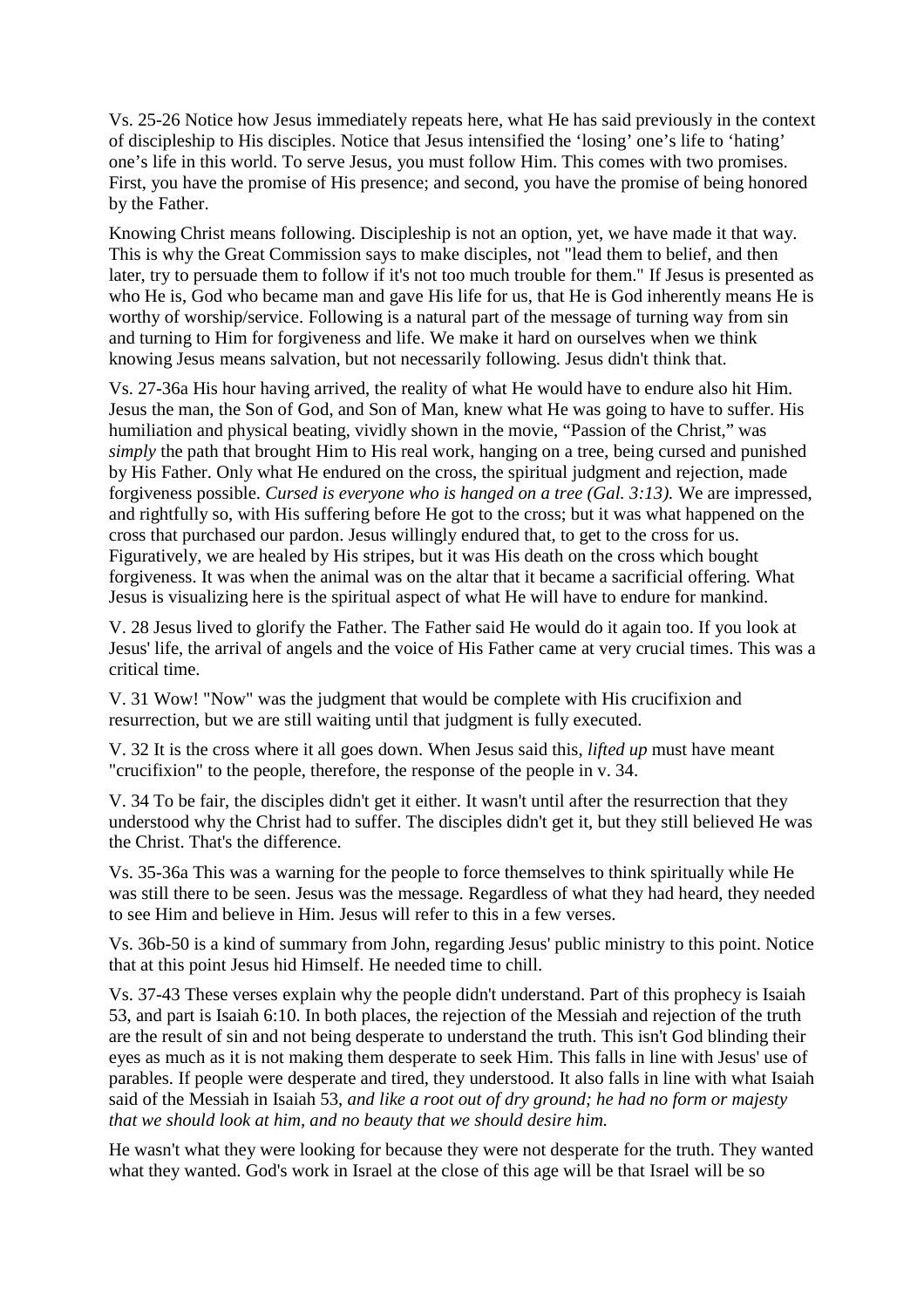Vs. 25-26 Notice how Jesus immediately repeats here, what He has said previously in the context of discipleship to His disciples. Notice that Jesus intensified the 'losing' one's life to 'hating' one's life in this world. To serve Jesus, you must follow Him. This comes with two promises. First, you have the promise of His presence; and second, you have the promise of being honored by the Father.

Knowing Christ means following. Discipleship is not an option, yet, we have made it that way. This is why the Great Commission says to make disciples, not "lead them to belief, and then later, try to persuade them to follow if it's not too much trouble for them." If Jesus is presented as who He is, God who became man and gave His life for us, that He is God inherently means He is worthy of worship/service. Following is a natural part of the message of turning way from sin and turning to Him for forgiveness and life. We make it hard on ourselves when we think knowing Jesus means salvation, but not necessarily following. Jesus didn't think that.

Vs. 27-36a His hour having arrived, the reality of what He would have to endure also hit Him. Jesus the man, the Son of God, and Son of Man, knew what He was going to have to suffer. His humiliation and physical beating, vividly shown in the movie, "Passion of the Christ," was *simply* the path that brought Him to His real work, hanging on a tree, being cursed and punished by His Father. Only what He endured on the cross, the spiritual judgment and rejection, made forgiveness possible. *Cursed is everyone who is hanged on a tree (Gal. 3:13).* We are impressed, and rightfully so, with His suffering before He got to the cross; but it was what happened on the cross that purchased our pardon. Jesus willingly endured that, to get to the cross for us. Figuratively, we are healed by His stripes, but it was His death on the cross which bought forgiveness. It was when the animal was on the altar that it became a sacrificial offering. What Jesus is visualizing here is the spiritual aspect of what He will have to endure for mankind.

V. 28 Jesus lived to glorify the Father. The Father said He would do it again too. If you look at Jesus' life, the arrival of angels and the voice of His Father came at very crucial times. This was a critical time.

V. 31 Wow! "Now" was the judgment that would be complete with His crucifixion and resurrection, but we are still waiting until that judgment is fully executed.

V. 32 It is the cross where it all goes down. When Jesus said this, *lifted up* must have meant "crucifixion" to the people, therefore, the response of the people in v. 34.

V. 34 To be fair, the disciples didn't get it either. It wasn't until after the resurrection that they understood why the Christ had to suffer. The disciples didn't get it, but they still believed He was the Christ. That's the difference.

Vs. 35-36a This was a warning for the people to force themselves to think spiritually while He was still there to be seen. Jesus was the message. Regardless of what they had heard, they needed to see Him and believe in Him. Jesus will refer to this in a few verses.

Vs. 36b-50 is a kind of summary from John, regarding Jesus' public ministry to this point. Notice that at this point Jesus hid Himself. He needed time to chill.

Vs. 37-43 These verses explain why the people didn't understand. Part of this prophecy is Isaiah 53, and part is Isaiah 6:10. In both places, the rejection of the Messiah and rejection of the truth are the result of sin and not being desperate to understand the truth. This isn't God blinding their eyes as much as it is not making them desperate to seek Him. This falls in line with Jesus' use of parables. If people were desperate and tired, they understood. It also falls in line with what Isaiah said of the Messiah in Isaiah 53, *and like a root out of dry ground; he had no form or majesty that we should look at him, and no beauty that we should desire him.*

He wasn't what they were looking for because they were not desperate for the truth. They wanted what they wanted. God's work in Israel at the close of this age will be that Israel will be so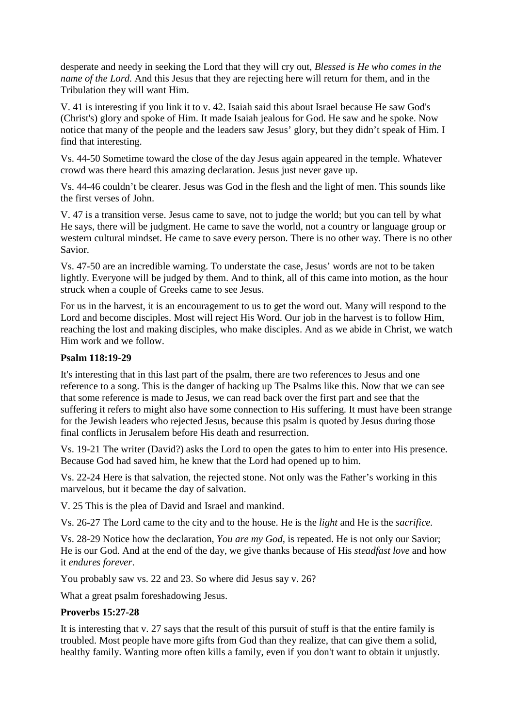desperate and needy in seeking the Lord that they will cry out, *Blessed is He who comes in the name of the Lord.* And this Jesus that they are rejecting here will return for them, and in the Tribulation they will want Him.

V. 41 is interesting if you link it to v. 42. Isaiah said this about Israel because He saw God's (Christ's) glory and spoke of Him. It made Isaiah jealous for God. He saw and he spoke. Now notice that many of the people and the leaders saw Jesus' glory, but they didn't speak of Him. I find that interesting.

Vs. 44-50 Sometime toward the close of the day Jesus again appeared in the temple. Whatever crowd was there heard this amazing declaration. Jesus just never gave up.

Vs. 44-46 couldn't be clearer. Jesus was God in the flesh and the light of men. This sounds like the first verses of John.

V. 47 is a transition verse. Jesus came to save, not to judge the world; but you can tell by what He says, there will be judgment. He came to save the world, not a country or language group or western cultural mindset. He came to save every person. There is no other way. There is no other Savior.

Vs. 47-50 are an incredible warning. To understate the case, Jesus' words are not to be taken lightly. Everyone will be judged by them. And to think, all of this came into motion, as the hour struck when a couple of Greeks came to see Jesus.

For us in the harvest, it is an encouragement to us to get the word out. Many will respond to the Lord and become disciples. Most will reject His Word. Our job in the harvest is to follow Him, reaching the lost and making disciples, who make disciples. And as we abide in Christ, we watch Him work and we follow.

**Psalm 118:19-29**

It's interesting that in this last part of the psalm, there are two references to Jesus and one reference to a song. This is the danger of hacking up The Psalms like this. Now that we can see that some reference is made to Jesus, we can read back over the first part and see that the suffering it refers to might also have some connection to His suffering. It must have been strange for the Jewish leaders who rejected Jesus, because this psalm is quoted by Jesus during those final conflicts in Jerusalem before His death and resurrection.

Vs. 19-21 The writer (David?) asks the Lord to open the gates to him to enter into His presence. Because God had saved him, he knew that the Lord had opened up to him.

Vs. 22-24 Here is that salvation, the rejected stone. Not only was the Father's working in this marvelous, but it became the day of salvation.

V. 25 This is the plea of David and Israel and mankind.

Vs. 26-27 The Lord came to the city and to the house. He is the *light* and He is the *sacrifice.*

Vs. 28-29 Notice how the declaration, *You are my God,* is repeated. He is not only our Savior; He is our God. And at the end of the day, we give thanks because of His *steadfast love* and how it *endures forever*.

You probably saw vs. 22 and 23. So where did Jesus say v. 26?

What a great psalm foreshadowing Jesus.

**Proverbs 15:27-28**

It is interesting that v. 27 says that the result of this pursuit of stuff is that the entire family is troubled. Most people have more gifts from God than they realize, that can give them a solid, healthy family. Wanting more often kills a family, even if you don't want to obtain it unjustly.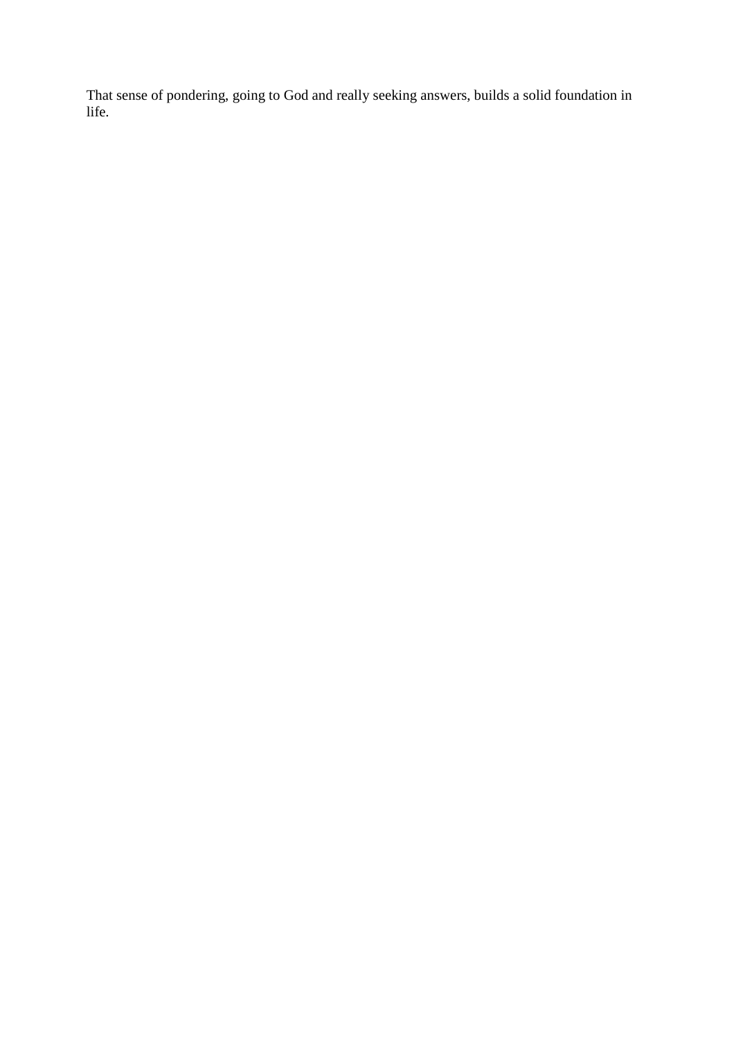That sense of pondering, going to God and really seeking answers, builds a solid foundation in life.